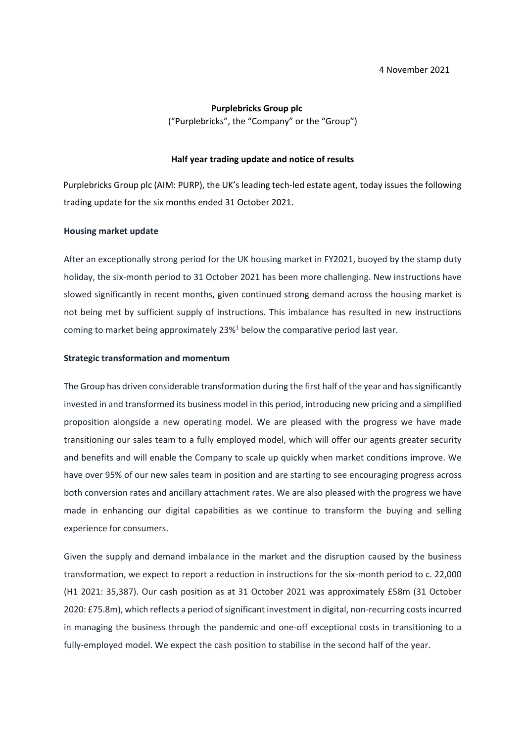4 November 2021

**Purplebricks Group plc**

("Purplebricks", the "Company" or the "Group")

**Half year trading update and notice of results**

Purplebricks Group plc (AIM: PURP), the UK's leading tech-led estate agent, today issues the following trading update for the six months ended 31 October 2021.

**Housing market update**

After an exceptionally strong period for the UK housing market in FY2021, buoyed by the stamp duty holiday, the six-month period to 31 October 2021 has been more challenging. New instructions have slowed significantly in recent months, given continued strong demand across the housing market is not being met by sufficient supply of instructions. This imbalance has resulted in new instructions coming to market being approximately 23%[1] below the comparative period last year.

**Strategic transformation and momentum**

The Group has driven considerable transformation during the first half of the year and has significantly invested in and transformed its business model in this period, introducing new pricing and a simplified proposition alongside a new operating model. We are pleased with the progress we have made transitioning our sales team to a fully employed model, which will offer our agents greater security and benefits and will enable the Company to scale up quickly when market conditions improve. We have over 95% of our new sales team in position and are starting to see encouraging progress across both conversion rates and ancillary attachment rates. We are also pleased with the progress we have made in enhancing our digital capabilities as we continue to transform the buying and selling experience for consumers.

Given the supply and demand imbalance in the market and the disruption caused by the business transformation, we expect to report a reduction in instructions for the six-month period to c. 22,000 (H1 2021: 35,387). Our cash position as at 31 October 2021 was approximately £58m (31 October 2020: £75.8m), which reflects a period of significant investment in digital, non-recurring costs incurred in managing the business through the pandemic and one-off exceptional costs in transitioning to a fully-employed model. We expect the cash position to stabilise in the second half of the year.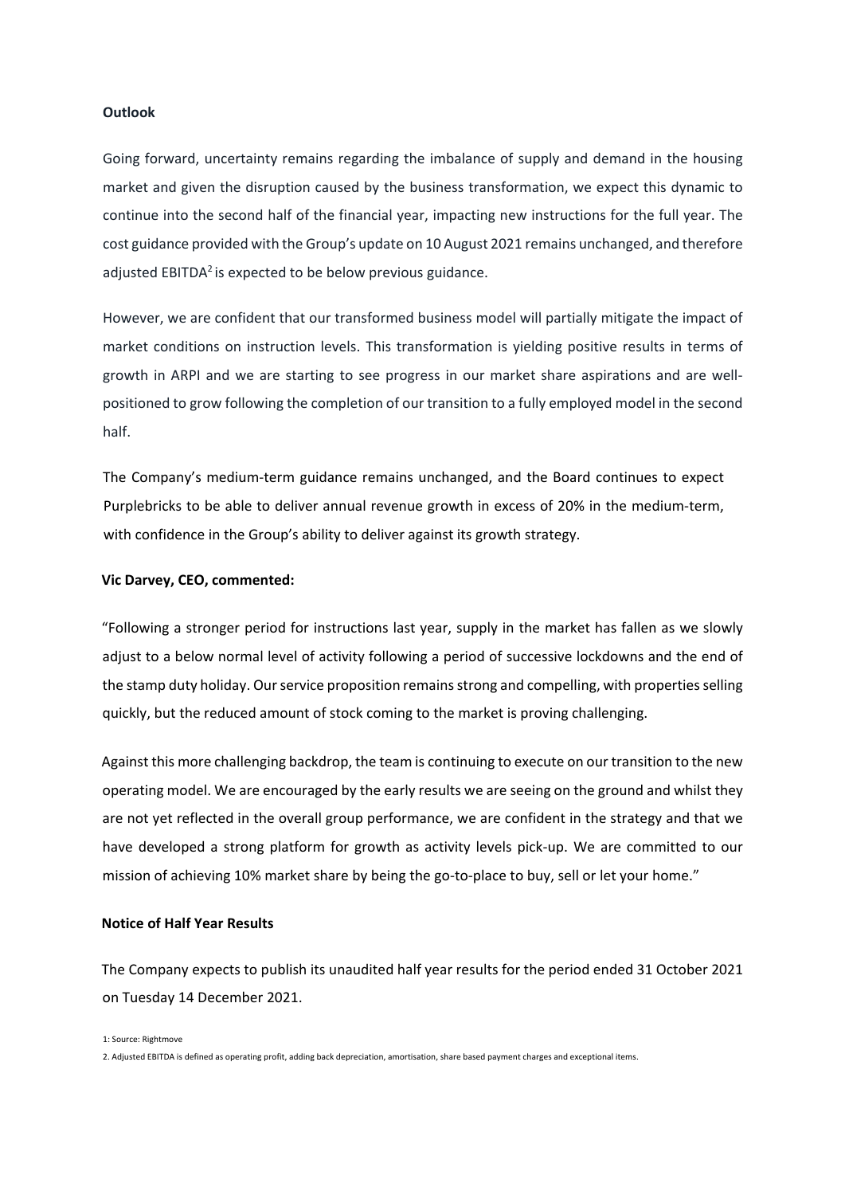**Outlook**

Going forward, uncertainty remains regarding the imbalance of supply and demand in the housing market and given the disruption caused by the business transformation, we expect this dynamic to continue into the second half of the financial year, impacting new instructions for the full year. The cost guidance provided with the Group's update on 10 August 2021 remains unchanged, and therefore adjusted EBITDA[2] is expected to be below previous guidance.

However, we are confident that our transformed business model will partially mitigate the impact of market conditions on instruction levels. This transformation is yielding positive results in terms of growth in ARPI and we are starting to see progress in our market share aspirations and are well-positioned to grow following the completion of our transition to a fully employed model in the second half.

The Company's medium-term guidance remains unchanged, and the Board continues to expect Purplebricks to be able to deliver annual revenue growth in excess of 20% in the medium-term, with confidence in the Group's ability to deliver against its growth strategy.

**Vic Darvey, CEO, commented:**

"Following a stronger period for instructions last year, supply in the market has fallen as we slowly adjust to a below normal level of activity following a period of successive lockdowns and the end of the stamp duty holiday. Our service proposition remains strong and compelling, with properties selling quickly, but the reduced amount of stock coming to the market is proving challenging.

Against this more challenging backdrop, the team is continuing to execute on our transition to the new operating model. We are encouraged by the early results we are seeing on the ground and whilst they are not yet reflected in the overall group performance, we are confident in the strategy and that we have developed a strong platform for growth as activity levels pick-up. We are committed to our mission of achieving 10% market share by being the go-to-place to buy, sell or let your home."

**Notice of Half Year Results**

The Company expects to publish its unaudited half year results for the period ended 31 October 2021 on Tuesday 14 December 2021.

1: Source: Rightmove

2. Adjusted EBITDA is defined as operating profit, adding back depreciation, amortisation, share based payment charges and exceptional items.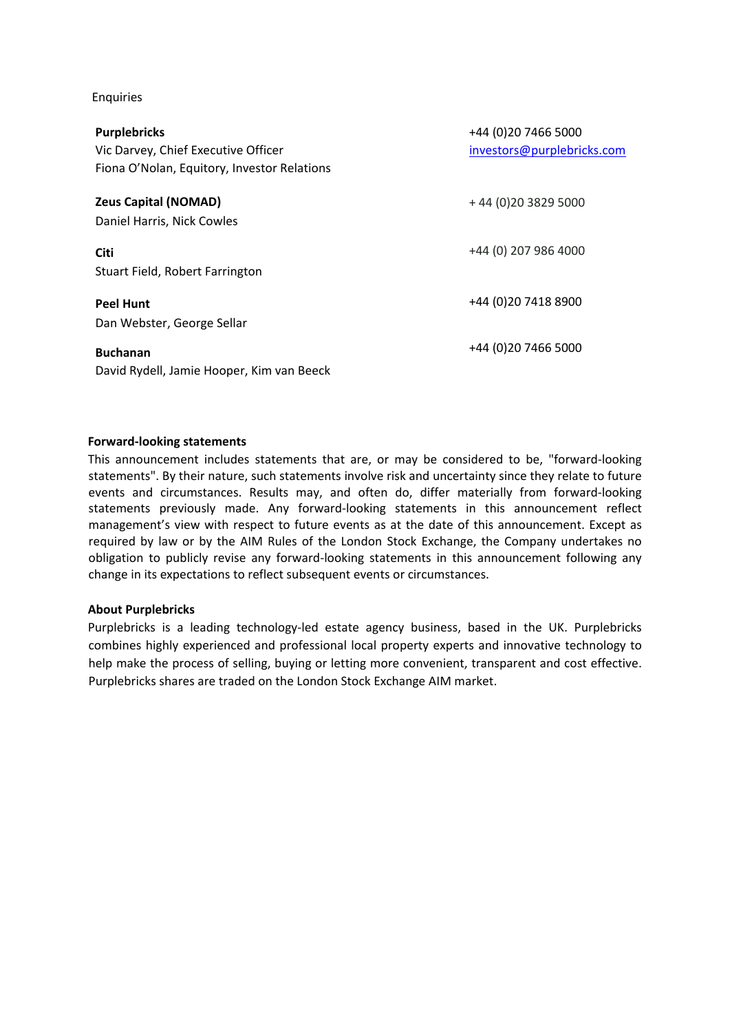Enquiries

| | |
|---|---|
| **Purplebricks**<br>Vic Darvey, Chief Executive Officer<br>Fiona O'Nolan, Equitory, Investor Relations | +44 (0)20 7466 5000<br>investors@purplebricks.com |
| **Zeus Capital (NOMAD)**<br>Daniel Harris, Nick Cowles | + 44 (0)20 3829 5000 |
| **Citi**<br>Stuart Field, Robert Farrington | +44 (0) 207 986 4000 |
| **Peel Hunt**<br>Dan Webster, George Sellar | +44 (0)20 7418 8900 |
| **Buchanan**<br>David Rydell, Jamie Hooper, Kim van Beeck | +44 (0)20 7466 5000 |

**Forward-looking statements**

This announcement includes statements that are, or may be considered to be, "forward-looking statements". By their nature, such statements involve risk and uncertainty since they relate to future events and circumstances. Results may, and often do, differ materially from forward-looking statements previously made. Any forward-looking statements in this announcement reflect management's view with respect to future events as at the date of this announcement. Except as required by law or by the AIM Rules of the London Stock Exchange, the Company undertakes no obligation to publicly revise any forward-looking statements in this announcement following any change in its expectations to reflect subsequent events or circumstances.

**About Purplebricks**

Purplebricks is a leading technology-led estate agency business, based in the UK. Purplebricks combines highly experienced and professional local property experts and innovative technology to help make the process of selling, buying or letting more convenient, transparent and cost effective. Purplebricks shares are traded on the London Stock Exchange AIM market.